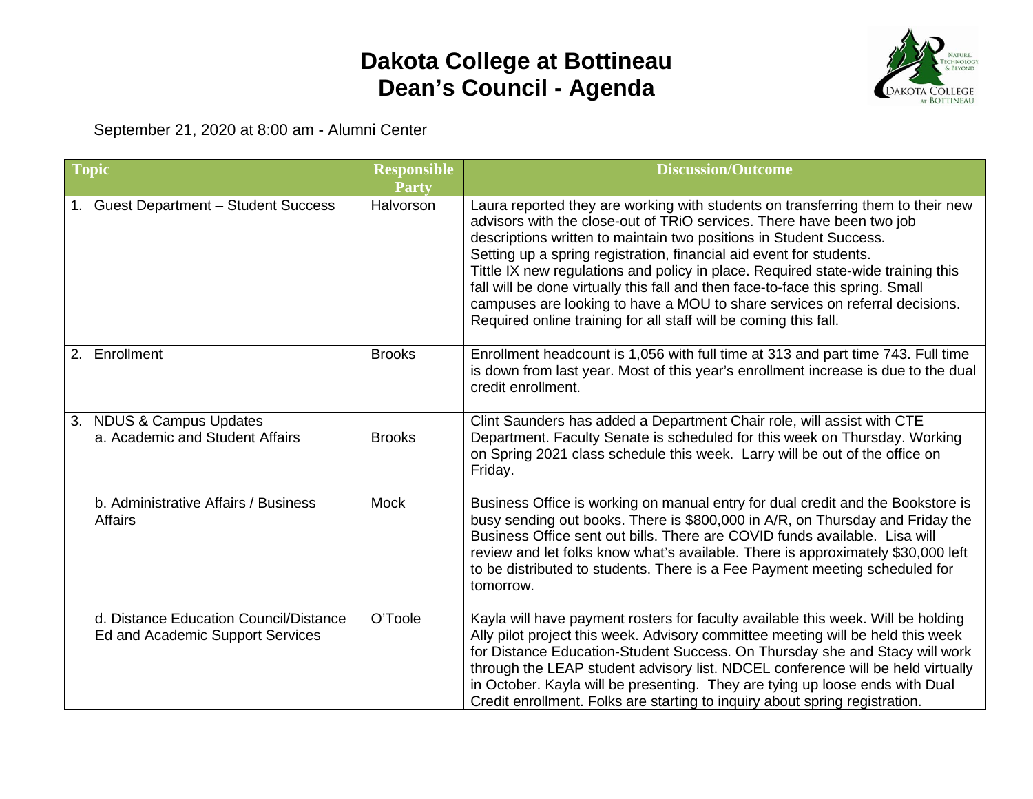# Dakota College at Bottineau
# Dean's Council - Agenda

September 21, 2020 at 8:00 am - Alumni Center

| Topic | Responsible Party | Discussion/Outcome |
|---|---|---|
| 1. Guest Department – Student Success | Halvorson | Laura reported they are working with students on transferring them to their new advisors with the close-out of TRiO services. There have been two job descriptions written to maintain two positions in Student Success. Setting up a spring registration, financial aid event for students. Tittle IX new regulations and policy in place. Required state-wide training this fall will be done virtually this fall and then face-to-face this spring. Small campuses are looking to have a MOU to share services on referral decisions. Required online training for all staff will be coming this fall. |
| 2. Enrollment | Brooks | Enrollment headcount is 1,056 with full time at 313 and part time 743. Full time is down from last year. Most of this year's enrollment increase is due to the dual credit enrollment. |
| 3. NDUS & Campus Updates<br>a. Academic and Student Affairs | Brooks | Clint Saunders has added a Department Chair role, will assist with CTE Department. Faculty Senate is scheduled for this week on Thursday. Working on Spring 2021 class schedule this week. Larry will be out of the office on Friday. |
| b. Administrative Affairs / Business Affairs | Mock | Business Office is working on manual entry for dual credit and the Bookstore is busy sending out books. There is $800,000 in A/R, on Thursday and Friday the Business Office sent out bills. There are COVID funds available. Lisa will review and let folks know what's available. There is approximately $30,000 left to be distributed to students. There is a Fee Payment meeting scheduled for tomorrow. |
| d. Distance Education Council/Distance Ed and Academic Support Services | O'Toole | Kayla will have payment rosters for faculty available this week. Will be holding Ally pilot project this week. Advisory committee meeting will be held this week for Distance Education-Student Success. On Thursday she and Stacy will work through the LEAP student advisory list. NDCEL conference will be held virtually in October. Kayla will be presenting. They are tying up loose ends with Dual Credit enrollment. Folks are starting to inquiry about spring registration. |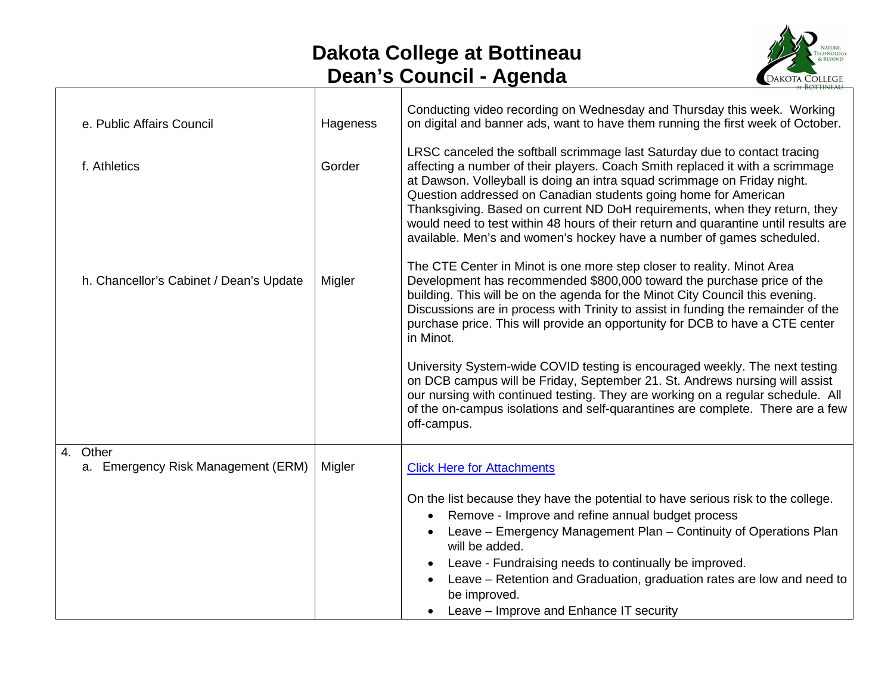# Dakota College at Bottineau
## Dean's Council - Agenda

| | | |
|---|---|---|
| e. Public Affairs Council | Hageness | Conducting video recording on Wednesday and Thursday this week. Working on digital and banner ads, want to have them running the first week of October. |
| f. Athletics | Gorder | LRSC canceled the softball scrimmage last Saturday due to contact tracing affecting a number of their players. Coach Smith replaced it with a scrimmage at Dawson. Volleyball is doing an intra squad scrimmage on Friday night. Question addressed on Canadian students going home for American Thanksgiving. Based on current ND DoH requirements, when they return, they would need to test within 48 hours of their return and quarantine until results are available. Men's and women's hockey have a number of games scheduled. |
| h. Chancellor's Cabinet / Dean's Update | Migler | The CTE Center in Minot is one more step closer to reality. Minot Area Development has recommended $800,000 toward the purchase price of the building. This will be on the agenda for the Minot City Council this evening. Discussions are in process with Trinity to assist in funding the remainder of the purchase price. This will provide an opportunity for DCB to have a CTE center in Minot.<br><br>University System-wide COVID testing is encouraged weekly. The next testing on DCB campus will be Friday, September 21. St. Andrews nursing will assist our nursing with continued testing. They are working on a regular schedule. All of the on-campus isolations and self-quarantines are complete. There are a few off-campus. |
| 4. Other<br>a. Emergency Risk Management (ERM) | Migler | Click Here for Attachments<br><br>On the list because they have the potential to have serious risk to the college.<br>• Remove - Improve and refine annual budget process<br>• Leave – Emergency Management Plan – Continuity of Operations Plan will be added.<br>• Leave - Fundraising needs to continually be improved.<br>• Leave – Retention and Graduation, graduation rates are low and need to be improved.<br>• Leave – Improve and Enhance IT security |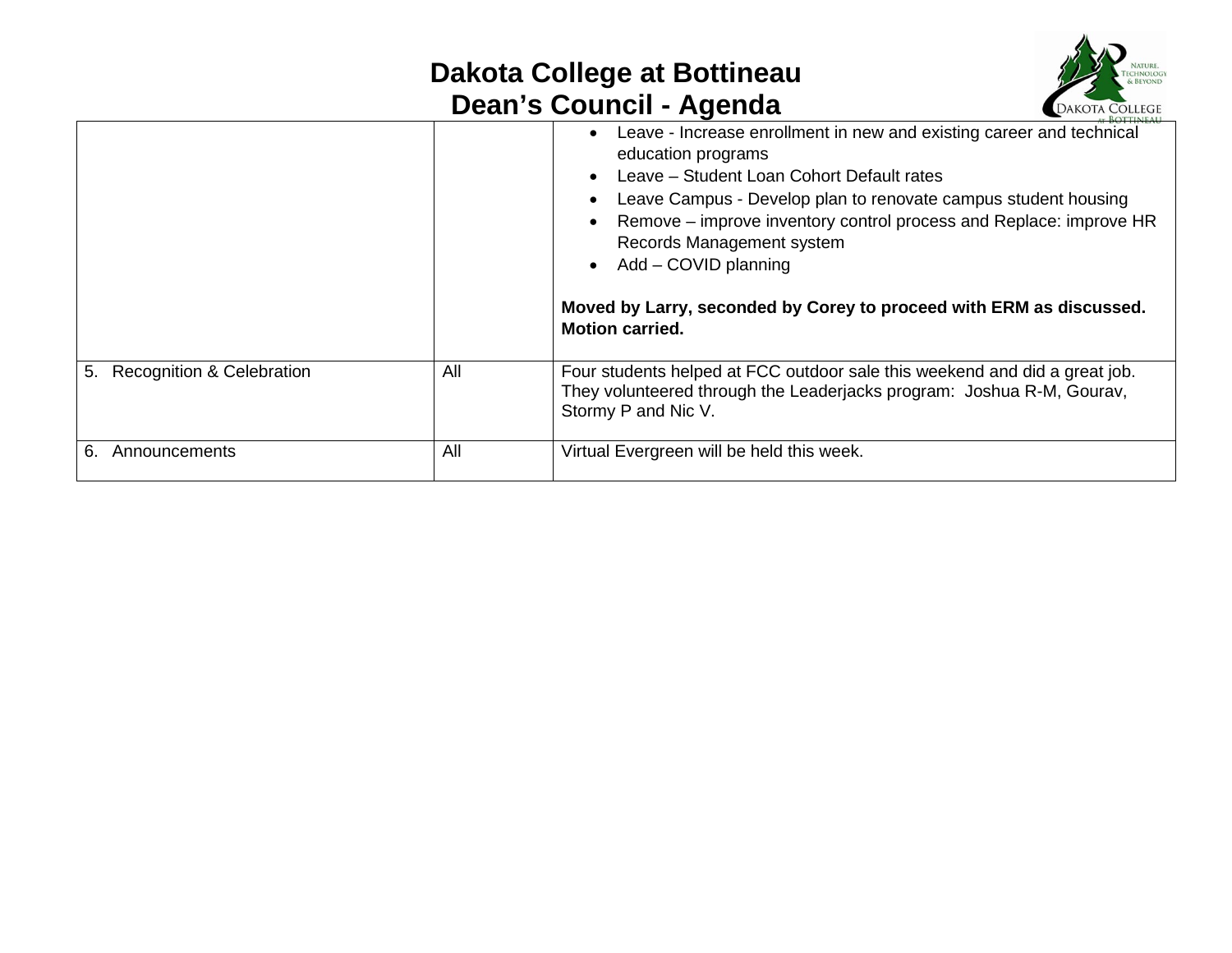# Dakota College at Bottineau
# Dean's Council - Agenda

| | | |
|---|---|---|
| | | • Leave - Increase enrollment in new and existing career and technical education programs<br>• Leave – Student Loan Cohort Default rates<br>• Leave Campus - Develop plan to renovate campus student housing<br>• Remove – improve inventory control process and Replace: improve HR Records Management system<br>• Add – COVID planning<br><br>**Moved by Larry, seconded by Corey to proceed with ERM as discussed. Motion carried.** |
| 5. Recognition & Celebration | All | Four students helped at FCC outdoor sale this weekend and did a great job. They volunteered through the Leaderjacks program: Joshua R-M, Gourav, Stormy P and Nic V. |
| 6. Announcements | All | Virtual Evergreen will be held this week. |